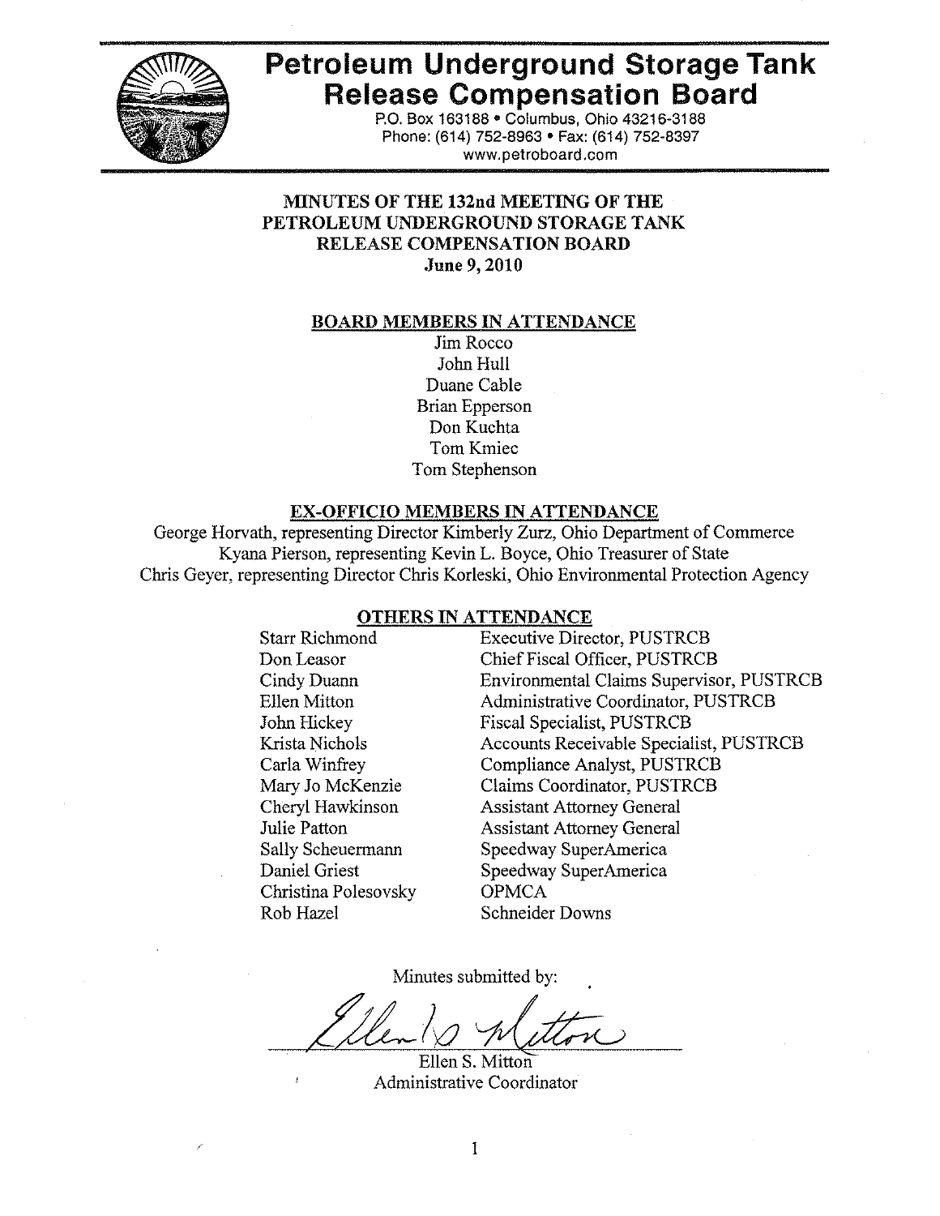# Petroleum Underground Storage Tank Release Compensation Board

P.O. Box 163188 • Columbus, Ohio 43216-3188
Phone: (614) 752-8963 • Fax: (614) 752-8397
www.petroboard.com

## MINUTES OF THE 132nd MEETING OF THE PETROLEUM UNDERGROUND STORAGE TANK RELEASE COMPENSATION BOARD
**June 9, 2010**

### BOARD MEMBERS IN ATTENDANCE

Jim Rocco
John Hull
Duane Cable
Brian Epperson
Don Kuchta
Tom Kmiec
Tom Stephenson

### EX-OFFICIO MEMBERS IN ATTENDANCE

George Horvath, representing Director Kimberly Zurz, Ohio Department of Commerce
Kyana Pierson, representing Kevin L. Boyce, Ohio Treasurer of State
Chris Geyer, representing Director Chris Korleski, Ohio Environmental Protection Agency

### OTHERS IN ATTENDANCE

| | |
|---|---|
| Starr Richmond | Executive Director, PUSTRCB |
| Don Leasor | Chief Fiscal Officer, PUSTRCB |
| Cindy Duann | Environmental Claims Supervisor, PUSTRCB |
| Ellen Mitton | Administrative Coordinator, PUSTRCB |
| John Hickey | Fiscal Specialist, PUSTRCB |
| Krista Nichols | Accounts Receivable Specialist, PUSTRCB |
| Carla Winfrey | Compliance Analyst, PUSTRCB |
| Mary Jo McKenzie | Claims Coordinator, PUSTRCB |
| Cheryl Hawkinson | Assistant Attorney General |
| Julie Patton | Assistant Attorney General |
| Sally Scheuermann | Speedway SuperAmerica |
| Daniel Griest | Speedway SuperAmerica |
| Christina Polesovsky | OPMCA |
| Rob Hazel | Schneider Downs |

Minutes submitted by:

Ellen S. Mitton
Administrative Coordinator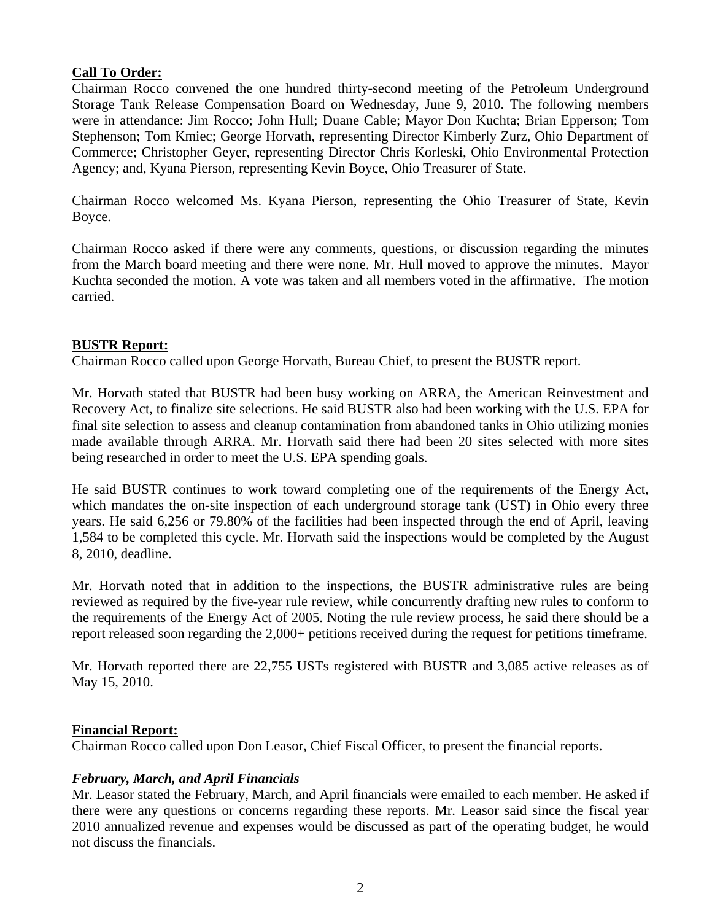**Call To Order:**
Chairman Rocco convened the one hundred thirty-second meeting of the Petroleum Underground Storage Tank Release Compensation Board on Wednesday, June 9, 2010. The following members were in attendance: Jim Rocco; John Hull; Duane Cable; Mayor Don Kuchta; Brian Epperson; Tom Stephenson; Tom Kmiec; George Horvath, representing Director Kimberly Zurz, Ohio Department of Commerce; Christopher Geyer, representing Director Chris Korleski, Ohio Environmental Protection Agency; and, Kyana Pierson, representing Kevin Boyce, Ohio Treasurer of State.

Chairman Rocco welcomed Ms. Kyana Pierson, representing the Ohio Treasurer of State, Kevin Boyce.

Chairman Rocco asked if there were any comments, questions, or discussion regarding the minutes from the March board meeting and there were none. Mr. Hull moved to approve the minutes. Mayor Kuchta seconded the motion. A vote was taken and all members voted in the affirmative. The motion carried.

**BUSTR Report:**
Chairman Rocco called upon George Horvath, Bureau Chief, to present the BUSTR report.

Mr. Horvath stated that BUSTR had been busy working on ARRA, the American Reinvestment and Recovery Act, to finalize site selections. He said BUSTR also had been working with the U.S. EPA for final site selection to assess and cleanup contamination from abandoned tanks in Ohio utilizing monies made available through ARRA. Mr. Horvath said there had been 20 sites selected with more sites being researched in order to meet the U.S. EPA spending goals.

He said BUSTR continues to work toward completing one of the requirements of the Energy Act, which mandates the on-site inspection of each underground storage tank (UST) in Ohio every three years. He said 6,256 or 79.80% of the facilities had been inspected through the end of April, leaving 1,584 to be completed this cycle. Mr. Horvath said the inspections would be completed by the August 8, 2010, deadline.

Mr. Horvath noted that in addition to the inspections, the BUSTR administrative rules are being reviewed as required by the five-year rule review, while concurrently drafting new rules to conform to the requirements of the Energy Act of 2005. Noting the rule review process, he said there should be a report released soon regarding the 2,000+ petitions received during the request for petitions timeframe.

Mr. Horvath reported there are 22,755 USTs registered with BUSTR and 3,085 active releases as of May 15, 2010.

**Financial Report:**
Chairman Rocco called upon Don Leasor, Chief Fiscal Officer, to present the financial reports.

***February, March, and April Financials***
Mr. Leasor stated the February, March, and April financials were emailed to each member. He asked if there were any questions or concerns regarding these reports. Mr. Leasor said since the fiscal year 2010 annualized revenue and expenses would be discussed as part of the operating budget, he would not discuss the financials.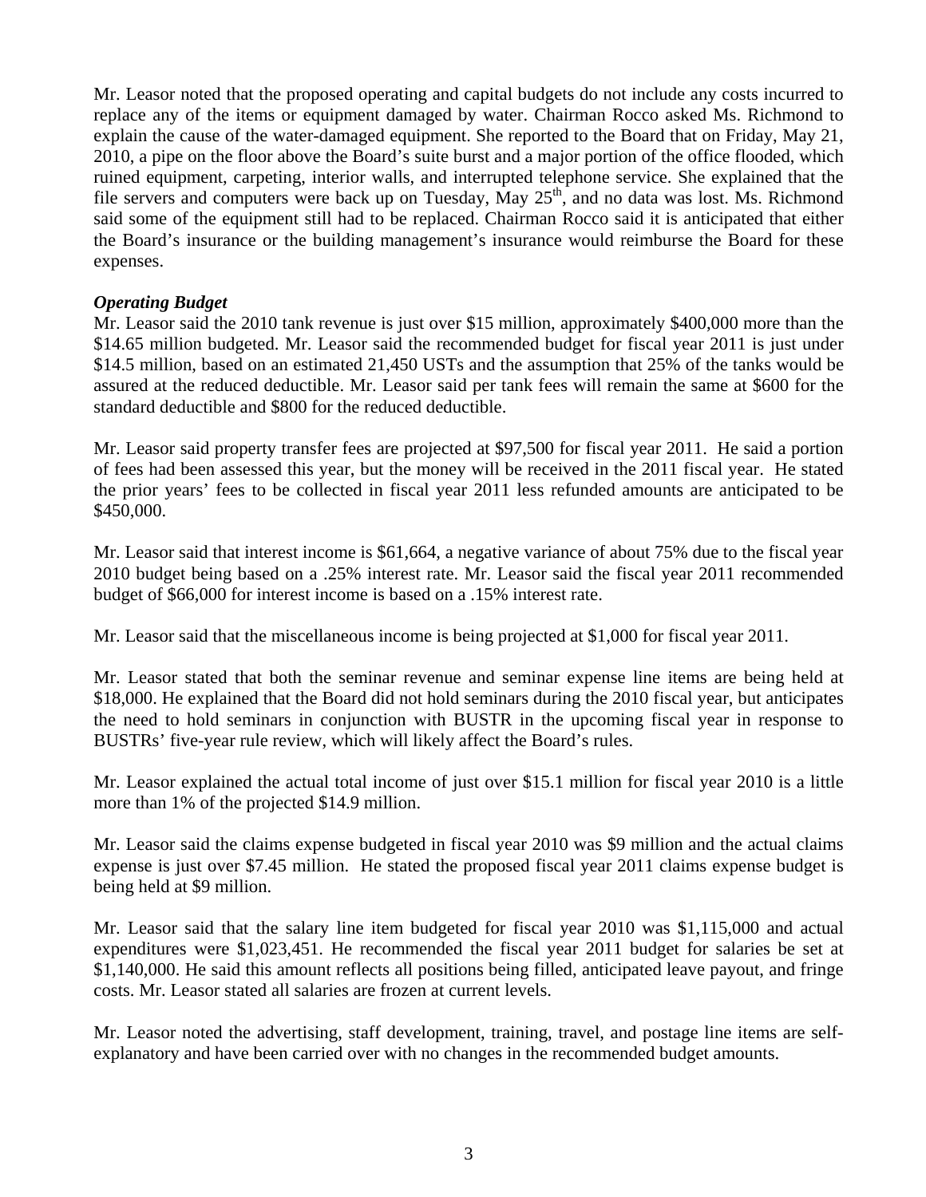Mr. Leasor noted that the proposed operating and capital budgets do not include any costs incurred to replace any of the items or equipment damaged by water. Chairman Rocco asked Ms. Richmond to explain the cause of the water-damaged equipment. She reported to the Board that on Friday, May 21, 2010, a pipe on the floor above the Board's suite burst and a major portion of the office flooded, which ruined equipment, carpeting, interior walls, and interrupted telephone service. She explained that the file servers and computers were back up on Tuesday, May 25th, and no data was lost. Ms. Richmond said some of the equipment still had to be replaced. Chairman Rocco said it is anticipated that either the Board's insurance or the building management's insurance would reimburse the Board for these expenses.

***Operating Budget***

Mr. Leasor said the 2010 tank revenue is just over $15 million, approximately $400,000 more than the $14.65 million budgeted. Mr. Leasor said the recommended budget for fiscal year 2011 is just under $14.5 million, based on an estimated 21,450 USTs and the assumption that 25% of the tanks would be assured at the reduced deductible. Mr. Leasor said per tank fees will remain the same at $600 for the standard deductible and $800 for the reduced deductible.

Mr. Leasor said property transfer fees are projected at $97,500 for fiscal year 2011. He said a portion of fees had been assessed this year, but the money will be received in the 2011 fiscal year. He stated the prior years' fees to be collected in fiscal year 2011 less refunded amounts are anticipated to be $450,000.

Mr. Leasor said that interest income is $61,664, a negative variance of about 75% due to the fiscal year 2010 budget being based on a .25% interest rate. Mr. Leasor said the fiscal year 2011 recommended budget of $66,000 for interest income is based on a .15% interest rate.

Mr. Leasor said that the miscellaneous income is being projected at $1,000 for fiscal year 2011.

Mr. Leasor stated that both the seminar revenue and seminar expense line items are being held at $18,000. He explained that the Board did not hold seminars during the 2010 fiscal year, but anticipates the need to hold seminars in conjunction with BUSTR in the upcoming fiscal year in response to BUSTRs' five-year rule review, which will likely affect the Board's rules.

Mr. Leasor explained the actual total income of just over $15.1 million for fiscal year 2010 is a little more than 1% of the projected $14.9 million.

Mr. Leasor said the claims expense budgeted in fiscal year 2010 was $9 million and the actual claims expense is just over $7.45 million. He stated the proposed fiscal year 2011 claims expense budget is being held at $9 million.

Mr. Leasor said that the salary line item budgeted for fiscal year 2010 was $1,115,000 and actual expenditures were $1,023,451. He recommended the fiscal year 2011 budget for salaries be set at $1,140,000. He said this amount reflects all positions being filled, anticipated leave payout, and fringe costs. Mr. Leasor stated all salaries are frozen at current levels.

Mr. Leasor noted the advertising, staff development, training, travel, and postage line items are self-explanatory and have been carried over with no changes in the recommended budget amounts.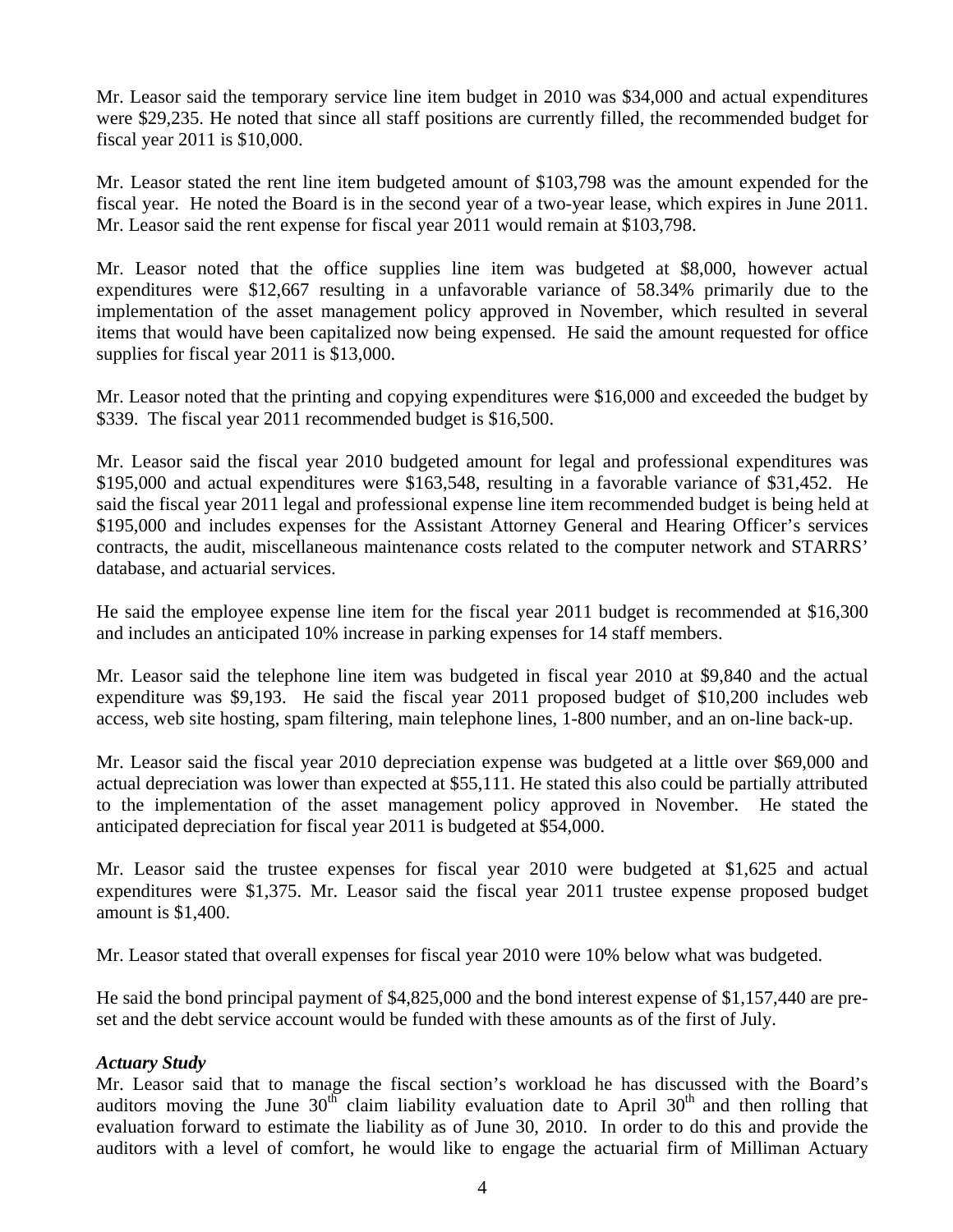Mr. Leasor said the temporary service line item budget in 2010 was $34,000 and actual expenditures were $29,235. He noted that since all staff positions are currently filled, the recommended budget for fiscal year 2011 is $10,000.

Mr. Leasor stated the rent line item budgeted amount of $103,798 was the amount expended for the fiscal year. He noted the Board is in the second year of a two-year lease, which expires in June 2011. Mr. Leasor said the rent expense for fiscal year 2011 would remain at $103,798.

Mr. Leasor noted that the office supplies line item was budgeted at $8,000, however actual expenditures were $12,667 resulting in a unfavorable variance of 58.34% primarily due to the implementation of the asset management policy approved in November, which resulted in several items that would have been capitalized now being expensed. He said the amount requested for office supplies for fiscal year 2011 is $13,000.

Mr. Leasor noted that the printing and copying expenditures were $16,000 and exceeded the budget by $339. The fiscal year 2011 recommended budget is $16,500.

Mr. Leasor said the fiscal year 2010 budgeted amount for legal and professional expenditures was $195,000 and actual expenditures were $163,548, resulting in a favorable variance of $31,452. He said the fiscal year 2011 legal and professional expense line item recommended budget is being held at $195,000 and includes expenses for the Assistant Attorney General and Hearing Officer's services contracts, the audit, miscellaneous maintenance costs related to the computer network and STARRS' database, and actuarial services.

He said the employee expense line item for the fiscal year 2011 budget is recommended at $16,300 and includes an anticipated 10% increase in parking expenses for 14 staff members.

Mr. Leasor said the telephone line item was budgeted in fiscal year 2010 at $9,840 and the actual expenditure was $9,193. He said the fiscal year 2011 proposed budget of $10,200 includes web access, web site hosting, spam filtering, main telephone lines, 1-800 number, and an on-line back-up.

Mr. Leasor said the fiscal year 2010 depreciation expense was budgeted at a little over $69,000 and actual depreciation was lower than expected at $55,111. He stated this also could be partially attributed to the implementation of the asset management policy approved in November. He stated the anticipated depreciation for fiscal year 2011 is budgeted at $54,000.

Mr. Leasor said the trustee expenses for fiscal year 2010 were budgeted at $1,625 and actual expenditures were $1,375. Mr. Leasor said the fiscal year 2011 trustee expense proposed budget amount is $1,400.

Mr. Leasor stated that overall expenses for fiscal year 2010 were 10% below what was budgeted.

He said the bond principal payment of $4,825,000 and the bond interest expense of $1,157,440 are pre-set and the debt service account would be funded with these amounts as of the first of July.

***Actuary Study***

Mr. Leasor said that to manage the fiscal section's workload he has discussed with the Board's auditors moving the June 30th claim liability evaluation date to April 30th and then rolling that evaluation forward to estimate the liability as of June 30, 2010. In order to do this and provide the auditors with a level of comfort, he would like to engage the actuarial firm of Milliman Actuary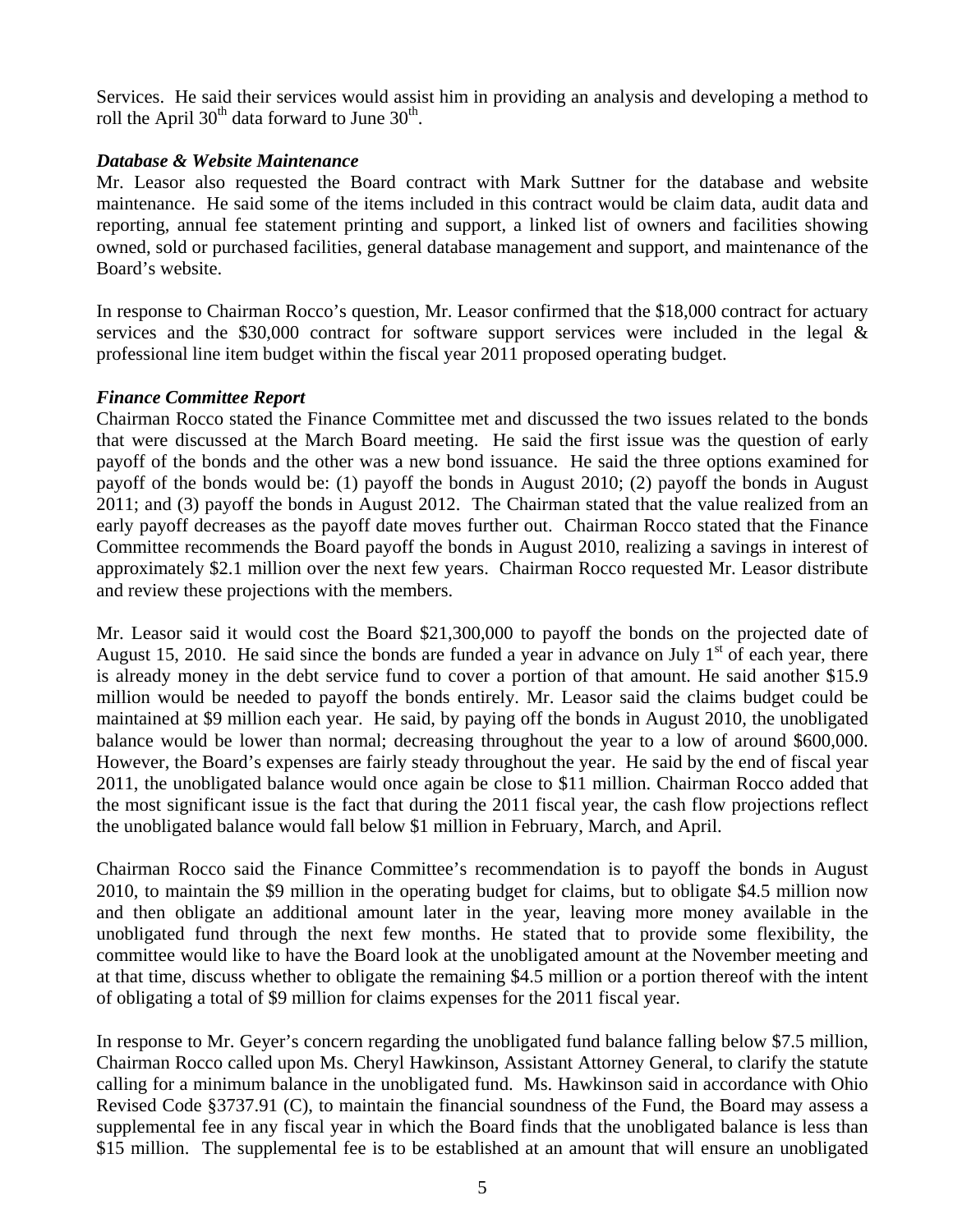Services. He said their services would assist him in providing an analysis and developing a method to roll the April 30th data forward to June 30th.

***Database & Website Maintenance***

Mr. Leasor also requested the Board contract with Mark Suttner for the database and website maintenance. He said some of the items included in this contract would be claim data, audit data and reporting, annual fee statement printing and support, a linked list of owners and facilities showing owned, sold or purchased facilities, general database management and support, and maintenance of the Board's website.

In response to Chairman Rocco's question, Mr. Leasor confirmed that the $18,000 contract for actuary services and the $30,000 contract for software support services were included in the legal & professional line item budget within the fiscal year 2011 proposed operating budget.

***Finance Committee Report***

Chairman Rocco stated the Finance Committee met and discussed the two issues related to the bonds that were discussed at the March Board meeting. He said the first issue was the question of early payoff of the bonds and the other was a new bond issuance. He said the three options examined for payoff of the bonds would be: (1) payoff the bonds in August 2010; (2) payoff the bonds in August 2011; and (3) payoff the bonds in August 2012. The Chairman stated that the value realized from an early payoff decreases as the payoff date moves further out. Chairman Rocco stated that the Finance Committee recommends the Board payoff the bonds in August 2010, realizing a savings in interest of approximately $2.1 million over the next few years. Chairman Rocco requested Mr. Leasor distribute and review these projections with the members.

Mr. Leasor said it would cost the Board $21,300,000 to payoff the bonds on the projected date of August 15, 2010. He said since the bonds are funded a year in advance on July 1st of each year, there is already money in the debt service fund to cover a portion of that amount. He said another $15.9 million would be needed to payoff the bonds entirely. Mr. Leasor said the claims budget could be maintained at $9 million each year. He said, by paying off the bonds in August 2010, the unobligated balance would be lower than normal; decreasing throughout the year to a low of around $600,000. However, the Board's expenses are fairly steady throughout the year. He said by the end of fiscal year 2011, the unobligated balance would once again be close to $11 million. Chairman Rocco added that the most significant issue is the fact that during the 2011 fiscal year, the cash flow projections reflect the unobligated balance would fall below $1 million in February, March, and April.

Chairman Rocco said the Finance Committee's recommendation is to payoff the bonds in August 2010, to maintain the $9 million in the operating budget for claims, but to obligate $4.5 million now and then obligate an additional amount later in the year, leaving more money available in the unobligated fund through the next few months. He stated that to provide some flexibility, the committee would like to have the Board look at the unobligated amount at the November meeting and at that time, discuss whether to obligate the remaining $4.5 million or a portion thereof with the intent of obligating a total of $9 million for claims expenses for the 2011 fiscal year.

In response to Mr. Geyer's concern regarding the unobligated fund balance falling below $7.5 million, Chairman Rocco called upon Ms. Cheryl Hawkinson, Assistant Attorney General, to clarify the statute calling for a minimum balance in the unobligated fund. Ms. Hawkinson said in accordance with Ohio Revised Code §3737.91 (C), to maintain the financial soundness of the Fund, the Board may assess a supplemental fee in any fiscal year in which the Board finds that the unobligated balance is less than $15 million. The supplemental fee is to be established at an amount that will ensure an unobligated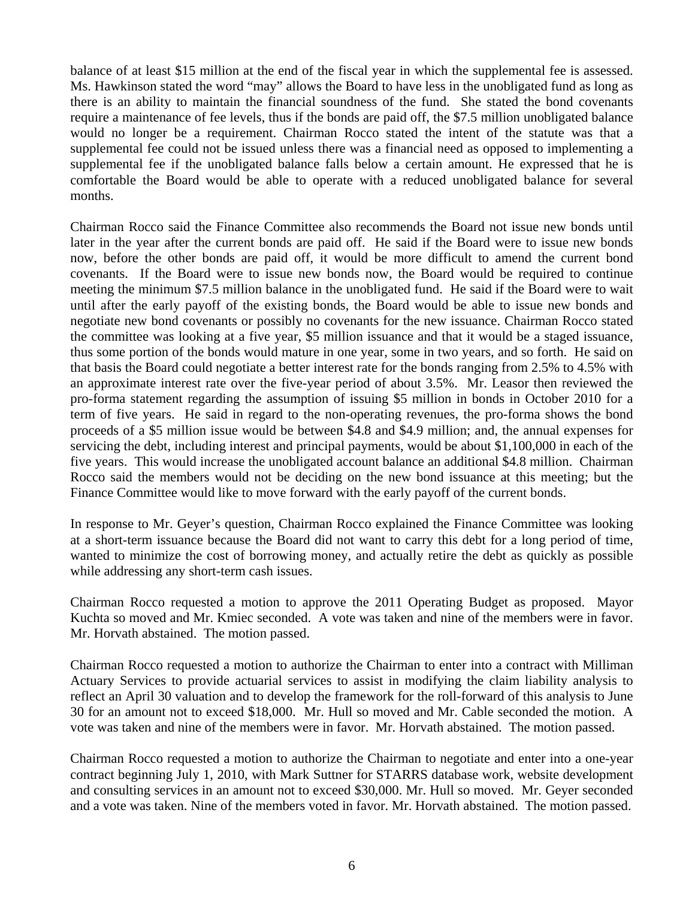balance of at least $15 million at the end of the fiscal year in which the supplemental fee is assessed. Ms. Hawkinson stated the word "may" allows the Board to have less in the unobligated fund as long as there is an ability to maintain the financial soundness of the fund. She stated the bond covenants require a maintenance of fee levels, thus if the bonds are paid off, the $7.5 million unobligated balance would no longer be a requirement. Chairman Rocco stated the intent of the statute was that a supplemental fee could not be issued unless there was a financial need as opposed to implementing a supplemental fee if the unobligated balance falls below a certain amount. He expressed that he is comfortable the Board would be able to operate with a reduced unobligated balance for several months.

Chairman Rocco said the Finance Committee also recommends the Board not issue new bonds until later in the year after the current bonds are paid off. He said if the Board were to issue new bonds now, before the other bonds are paid off, it would be more difficult to amend the current bond covenants. If the Board were to issue new bonds now, the Board would be required to continue meeting the minimum $7.5 million balance in the unobligated fund. He said if the Board were to wait until after the early payoff of the existing bonds, the Board would be able to issue new bonds and negotiate new bond covenants or possibly no covenants for the new issuance. Chairman Rocco stated the committee was looking at a five year, $5 million issuance and that it would be a staged issuance, thus some portion of the bonds would mature in one year, some in two years, and so forth. He said on that basis the Board could negotiate a better interest rate for the bonds ranging from 2.5% to 4.5% with an approximate interest rate over the five-year period of about 3.5%. Mr. Leasor then reviewed the pro-forma statement regarding the assumption of issuing $5 million in bonds in October 2010 for a term of five years. He said in regard to the non-operating revenues, the pro-forma shows the bond proceeds of a $5 million issue would be between $4.8 and $4.9 million; and, the annual expenses for servicing the debt, including interest and principal payments, would be about $1,100,000 in each of the five years. This would increase the unobligated account balance an additional $4.8 million. Chairman Rocco said the members would not be deciding on the new bond issuance at this meeting; but the Finance Committee would like to move forward with the early payoff of the current bonds.

In response to Mr. Geyer's question, Chairman Rocco explained the Finance Committee was looking at a short-term issuance because the Board did not want to carry this debt for a long period of time, wanted to minimize the cost of borrowing money, and actually retire the debt as quickly as possible while addressing any short-term cash issues.

Chairman Rocco requested a motion to approve the 2011 Operating Budget as proposed. Mayor Kuchta so moved and Mr. Kmiec seconded. A vote was taken and nine of the members were in favor. Mr. Horvath abstained. The motion passed.

Chairman Rocco requested a motion to authorize the Chairman to enter into a contract with Milliman Actuary Services to provide actuarial services to assist in modifying the claim liability analysis to reflect an April 30 valuation and to develop the framework for the roll-forward of this analysis to June 30 for an amount not to exceed $18,000. Mr. Hull so moved and Mr. Cable seconded the motion. A vote was taken and nine of the members were in favor. Mr. Horvath abstained. The motion passed.

Chairman Rocco requested a motion to authorize the Chairman to negotiate and enter into a one-year contract beginning July 1, 2010, with Mark Suttner for STARRS database work, website development and consulting services in an amount not to exceed $30,000. Mr. Hull so moved. Mr. Geyer seconded and a vote was taken. Nine of the members voted in favor. Mr. Horvath abstained. The motion passed.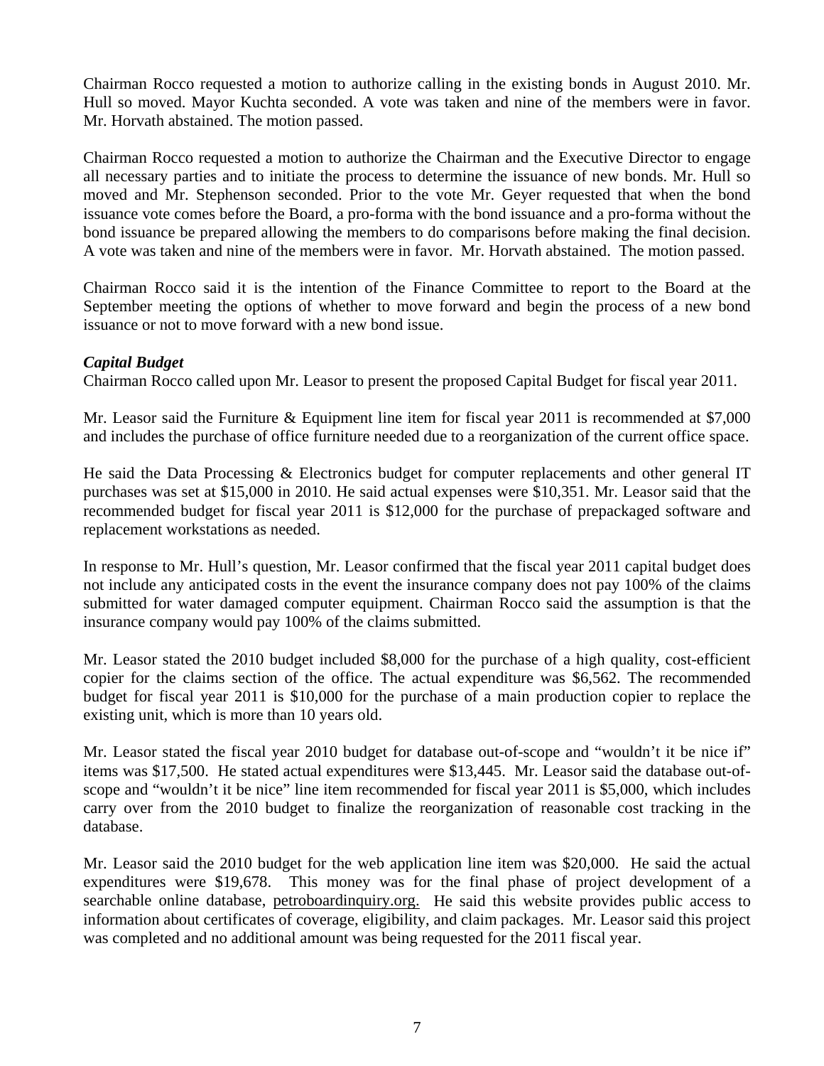Chairman Rocco requested a motion to authorize calling in the existing bonds in August 2010. Mr. Hull so moved. Mayor Kuchta seconded. A vote was taken and nine of the members were in favor. Mr. Horvath abstained. The motion passed.

Chairman Rocco requested a motion to authorize the Chairman and the Executive Director to engage all necessary parties and to initiate the process to determine the issuance of new bonds. Mr. Hull so moved and Mr. Stephenson seconded. Prior to the vote Mr. Geyer requested that when the bond issuance vote comes before the Board, a pro-forma with the bond issuance and a pro-forma without the bond issuance be prepared allowing the members to do comparisons before making the final decision. A vote was taken and nine of the members were in favor. Mr. Horvath abstained. The motion passed.

Chairman Rocco said it is the intention of the Finance Committee to report to the Board at the September meeting the options of whether to move forward and begin the process of a new bond issuance or not to move forward with a new bond issue.

***Capital Budget***

Chairman Rocco called upon Mr. Leasor to present the proposed Capital Budget for fiscal year 2011.

Mr. Leasor said the Furniture & Equipment line item for fiscal year 2011 is recommended at $7,000 and includes the purchase of office furniture needed due to a reorganization of the current office space.

He said the Data Processing & Electronics budget for computer replacements and other general IT purchases was set at $15,000 in 2010. He said actual expenses were $10,351. Mr. Leasor said that the recommended budget for fiscal year 2011 is $12,000 for the purchase of prepackaged software and replacement workstations as needed.

In response to Mr. Hull's question, Mr. Leasor confirmed that the fiscal year 2011 capital budget does not include any anticipated costs in the event the insurance company does not pay 100% of the claims submitted for water damaged computer equipment. Chairman Rocco said the assumption is that the insurance company would pay 100% of the claims submitted.

Mr. Leasor stated the 2010 budget included $8,000 for the purchase of a high quality, cost-efficient copier for the claims section of the office. The actual expenditure was $6,562. The recommended budget for fiscal year 2011 is $10,000 for the purchase of a main production copier to replace the existing unit, which is more than 10 years old.

Mr. Leasor stated the fiscal year 2010 budget for database out-of-scope and "wouldn't it be nice if" items was $17,500. He stated actual expenditures were $13,445. Mr. Leasor said the database out-of-scope and "wouldn't it be nice" line item recommended for fiscal year 2011 is $5,000, which includes carry over from the 2010 budget to finalize the reorganization of reasonable cost tracking in the database.

Mr. Leasor said the 2010 budget for the web application line item was $20,000. He said the actual expenditures were $19,678. This money was for the final phase of project development of a searchable online database, petroboardinquiry.org. He said this website provides public access to information about certificates of coverage, eligibility, and claim packages. Mr. Leasor said this project was completed and no additional amount was being requested for the 2011 fiscal year.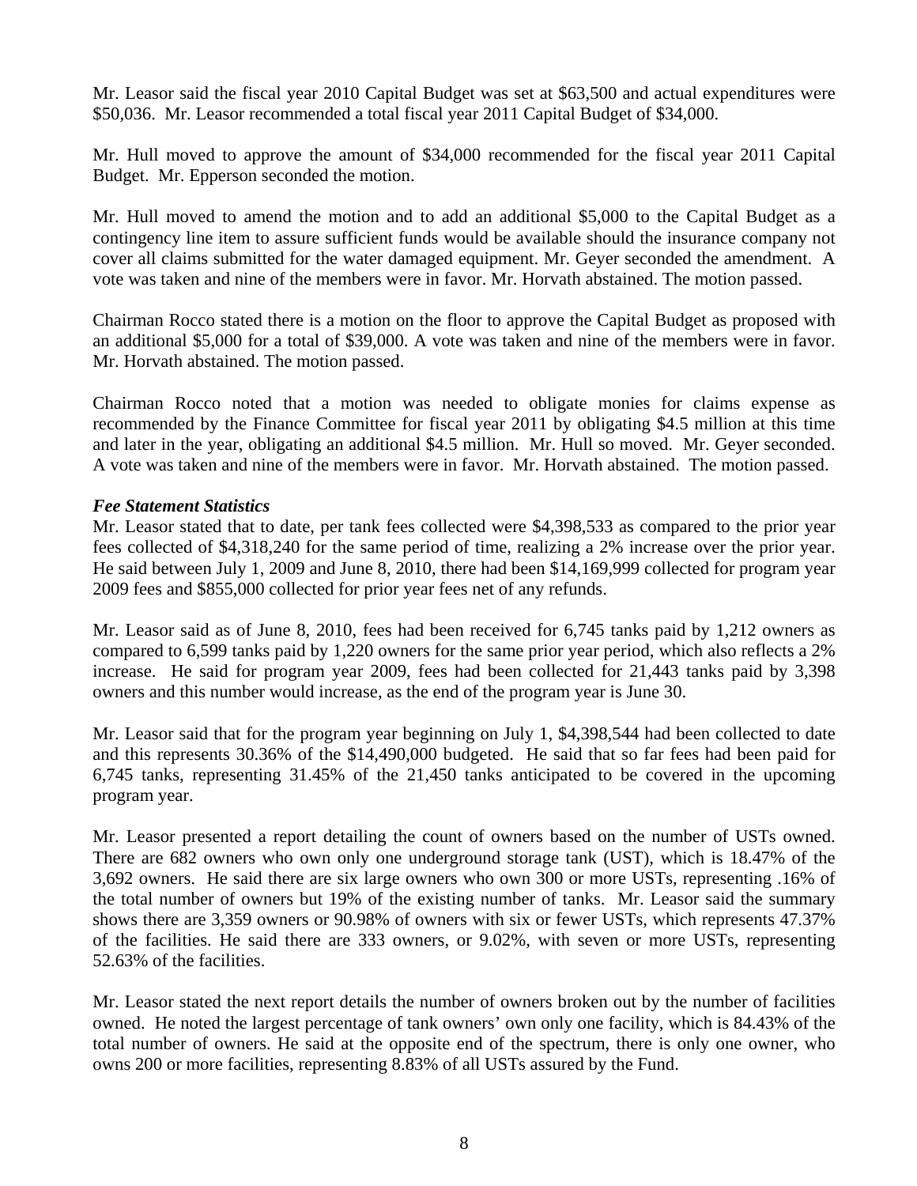Mr. Leasor said the fiscal year 2010 Capital Budget was set at $63,500 and actual expenditures were $50,036. Mr. Leasor recommended a total fiscal year 2011 Capital Budget of $34,000.

Mr. Hull moved to approve the amount of $34,000 recommended for the fiscal year 2011 Capital Budget. Mr. Epperson seconded the motion.

Mr. Hull moved to amend the motion and to add an additional $5,000 to the Capital Budget as a contingency line item to assure sufficient funds would be available should the insurance company not cover all claims submitted for the water damaged equipment. Mr. Geyer seconded the amendment. A vote was taken and nine of the members were in favor. Mr. Horvath abstained. The motion passed.

Chairman Rocco stated there is a motion on the floor to approve the Capital Budget as proposed with an additional $5,000 for a total of $39,000. A vote was taken and nine of the members were in favor. Mr. Horvath abstained. The motion passed.

Chairman Rocco noted that a motion was needed to obligate monies for claims expense as recommended by the Finance Committee for fiscal year 2011 by obligating $4.5 million at this time and later in the year, obligating an additional $4.5 million. Mr. Hull so moved. Mr. Geyer seconded. A vote was taken and nine of the members were in favor. Mr. Horvath abstained. The motion passed.

***Fee Statement Statistics***

Mr. Leasor stated that to date, per tank fees collected were $4,398,533 as compared to the prior year fees collected of $4,318,240 for the same period of time, realizing a 2% increase over the prior year. He said between July 1, 2009 and June 8, 2010, there had been $14,169,999 collected for program year 2009 fees and $855,000 collected for prior year fees net of any refunds.

Mr. Leasor said as of June 8, 2010, fees had been received for 6,745 tanks paid by 1,212 owners as compared to 6,599 tanks paid by 1,220 owners for the same prior year period, which also reflects a 2% increase. He said for program year 2009, fees had been collected for 21,443 tanks paid by 3,398 owners and this number would increase, as the end of the program year is June 30.

Mr. Leasor said that for the program year beginning on July 1, $4,398,544 had been collected to date and this represents 30.36% of the $14,490,000 budgeted. He said that so far fees had been paid for 6,745 tanks, representing 31.45% of the 21,450 tanks anticipated to be covered in the upcoming program year.

Mr. Leasor presented a report detailing the count of owners based on the number of USTs owned. There are 682 owners who own only one underground storage tank (UST), which is 18.47% of the 3,692 owners. He said there are six large owners who own 300 or more USTs, representing .16% of the total number of owners but 19% of the existing number of tanks. Mr. Leasor said the summary shows there are 3,359 owners or 90.98% of owners with six or fewer USTs, which represents 47.37% of the facilities. He said there are 333 owners, or 9.02%, with seven or more USTs, representing 52.63% of the facilities.

Mr. Leasor stated the next report details the number of owners broken out by the number of facilities owned. He noted the largest percentage of tank owners' own only one facility, which is 84.43% of the total number of owners. He said at the opposite end of the spectrum, there is only one owner, who owns 200 or more facilities, representing 8.83% of all USTs assured by the Fund.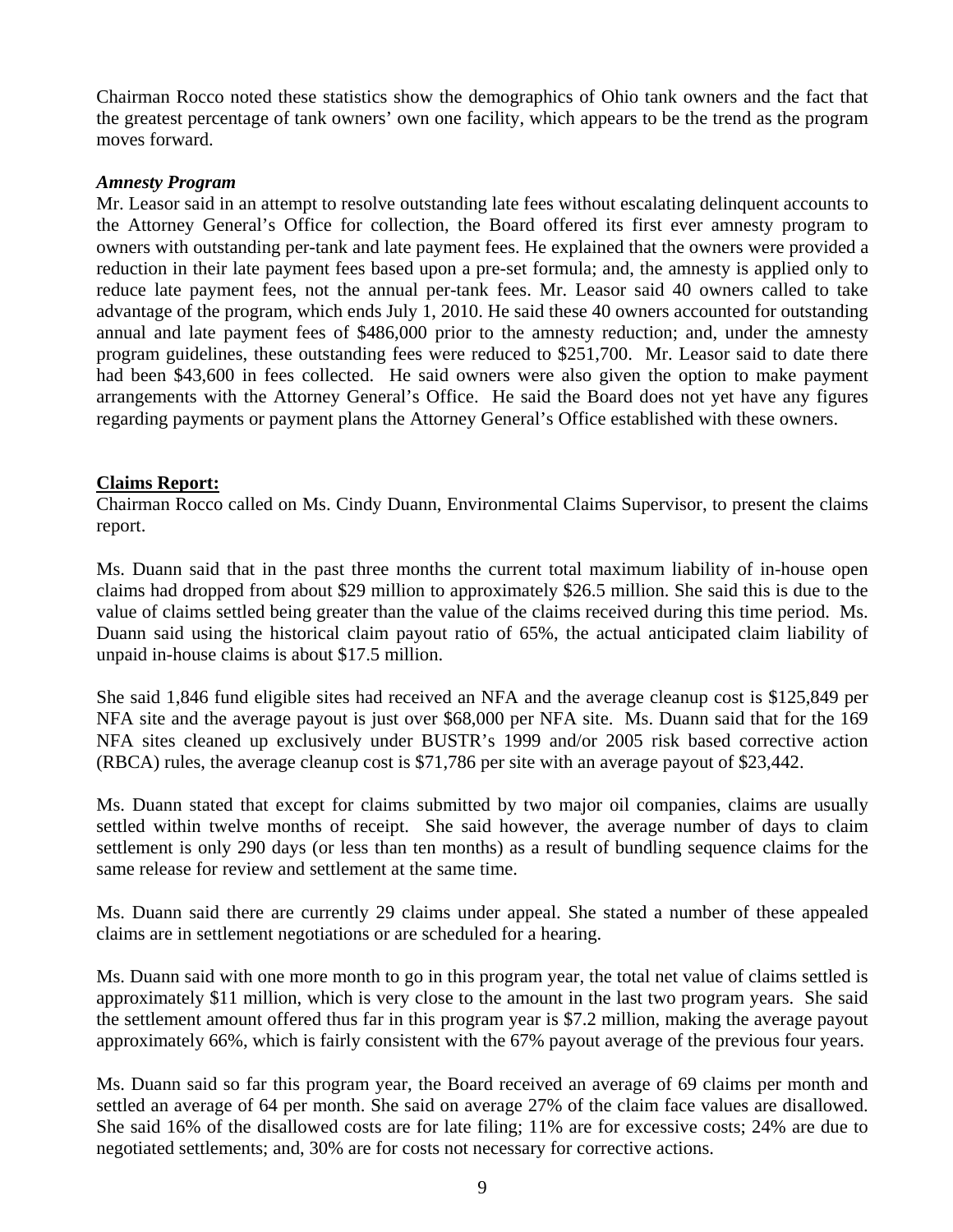Chairman Rocco noted these statistics show the demographics of Ohio tank owners and the fact that the greatest percentage of tank owners' own one facility, which appears to be the trend as the program moves forward.

***Amnesty Program***

Mr. Leasor said in an attempt to resolve outstanding late fees without escalating delinquent accounts to the Attorney General's Office for collection, the Board offered its first ever amnesty program to owners with outstanding per-tank and late payment fees. He explained that the owners were provided a reduction in their late payment fees based upon a pre-set formula; and, the amnesty is applied only to reduce late payment fees, not the annual per-tank fees. Mr. Leasor said 40 owners called to take advantage of the program, which ends July 1, 2010. He said these 40 owners accounted for outstanding annual and late payment fees of $486,000 prior to the amnesty reduction; and, under the amnesty program guidelines, these outstanding fees were reduced to $251,700. Mr. Leasor said to date there had been $43,600 in fees collected. He said owners were also given the option to make payment arrangements with the Attorney General's Office. He said the Board does not yet have any figures regarding payments or payment plans the Attorney General's Office established with these owners.

**Claims Report:**

Chairman Rocco called on Ms. Cindy Duann, Environmental Claims Supervisor, to present the claims report.

Ms. Duann said that in the past three months the current total maximum liability of in-house open claims had dropped from about $29 million to approximately $26.5 million. She said this is due to the value of claims settled being greater than the value of the claims received during this time period. Ms. Duann said using the historical claim payout ratio of 65%, the actual anticipated claim liability of unpaid in-house claims is about $17.5 million.

She said 1,846 fund eligible sites had received an NFA and the average cleanup cost is $125,849 per NFA site and the average payout is just over $68,000 per NFA site. Ms. Duann said that for the 169 NFA sites cleaned up exclusively under BUSTR's 1999 and/or 2005 risk based corrective action (RBCA) rules, the average cleanup cost is $71,786 per site with an average payout of $23,442.

Ms. Duann stated that except for claims submitted by two major oil companies, claims are usually settled within twelve months of receipt. She said however, the average number of days to claim settlement is only 290 days (or less than ten months) as a result of bundling sequence claims for the same release for review and settlement at the same time.

Ms. Duann said there are currently 29 claims under appeal. She stated a number of these appealed claims are in settlement negotiations or are scheduled for a hearing.

Ms. Duann said with one more month to go in this program year, the total net value of claims settled is approximately $11 million, which is very close to the amount in the last two program years. She said the settlement amount offered thus far in this program year is $7.2 million, making the average payout approximately 66%, which is fairly consistent with the 67% payout average of the previous four years.

Ms. Duann said so far this program year, the Board received an average of 69 claims per month and settled an average of 64 per month. She said on average 27% of the claim face values are disallowed. She said 16% of the disallowed costs are for late filing; 11% are for excessive costs; 24% are due to negotiated settlements; and, 30% are for costs not necessary for corrective actions.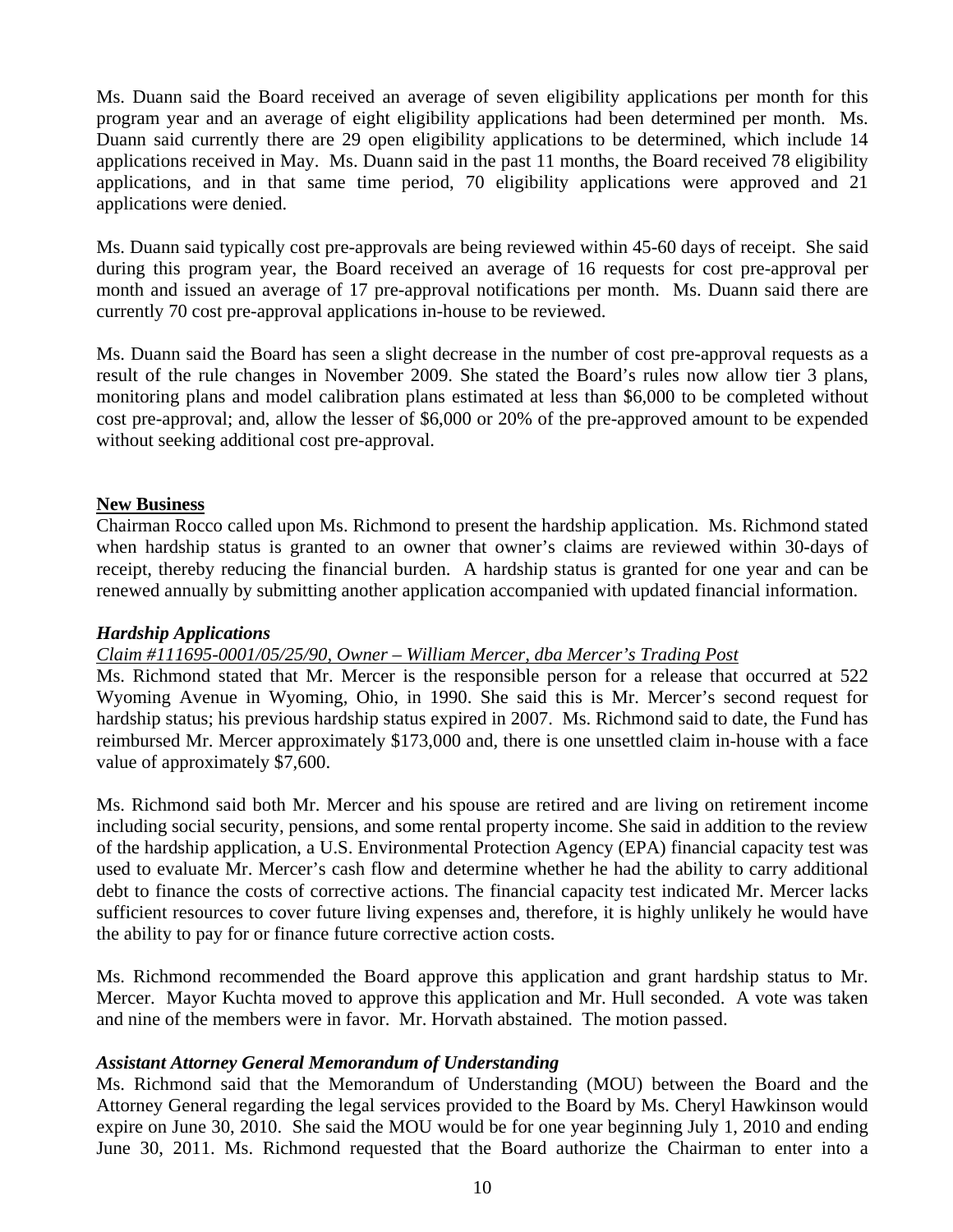Ms. Duann said the Board received an average of seven eligibility applications per month for this program year and an average of eight eligibility applications had been determined per month. Ms. Duann said currently there are 29 open eligibility applications to be determined, which include 14 applications received in May. Ms. Duann said in the past 11 months, the Board received 78 eligibility applications, and in that same time period, 70 eligibility applications were approved and 21 applications were denied.

Ms. Duann said typically cost pre-approvals are being reviewed within 45-60 days of receipt. She said during this program year, the Board received an average of 16 requests for cost pre-approval per month and issued an average of 17 pre-approval notifications per month. Ms. Duann said there are currently 70 cost pre-approval applications in-house to be reviewed.

Ms. Duann said the Board has seen a slight decrease in the number of cost pre-approval requests as a result of the rule changes in November 2009. She stated the Board's rules now allow tier 3 plans, monitoring plans and model calibration plans estimated at less than $6,000 to be completed without cost pre-approval; and, allow the lesser of $6,000 or 20% of the pre-approved amount to be expended without seeking additional cost pre-approval.

## New Business

Chairman Rocco called upon Ms. Richmond to present the hardship application. Ms. Richmond stated when hardship status is granted to an owner that owner's claims are reviewed within 30-days of receipt, thereby reducing the financial burden. A hardship status is granted for one year and can be renewed annually by submitting another application accompanied with updated financial information.

### *Hardship Applications*

*Claim #111695-0001/05/25/90, Owner – William Mercer, dba Mercer's Trading Post*

Ms. Richmond stated that Mr. Mercer is the responsible person for a release that occurred at 522 Wyoming Avenue in Wyoming, Ohio, in 1990. She said this is Mr. Mercer's second request for hardship status; his previous hardship status expired in 2007. Ms. Richmond said to date, the Fund has reimbursed Mr. Mercer approximately $173,000 and, there is one unsettled claim in-house with a face value of approximately $7,600.

Ms. Richmond said both Mr. Mercer and his spouse are retired and are living on retirement income including social security, pensions, and some rental property income. She said in addition to the review of the hardship application, a U.S. Environmental Protection Agency (EPA) financial capacity test was used to evaluate Mr. Mercer's cash flow and determine whether he had the ability to carry additional debt to finance the costs of corrective actions. The financial capacity test indicated Mr. Mercer lacks sufficient resources to cover future living expenses and, therefore, it is highly unlikely he would have the ability to pay for or finance future corrective action costs.

Ms. Richmond recommended the Board approve this application and grant hardship status to Mr. Mercer. Mayor Kuchta moved to approve this application and Mr. Hull seconded. A vote was taken and nine of the members were in favor. Mr. Horvath abstained. The motion passed.

### *Assistant Attorney General Memorandum of Understanding*

Ms. Richmond said that the Memorandum of Understanding (MOU) between the Board and the Attorney General regarding the legal services provided to the Board by Ms. Cheryl Hawkinson would expire on June 30, 2010. She said the MOU would be for one year beginning July 1, 2010 and ending June 30, 2011. Ms. Richmond requested that the Board authorize the Chairman to enter into a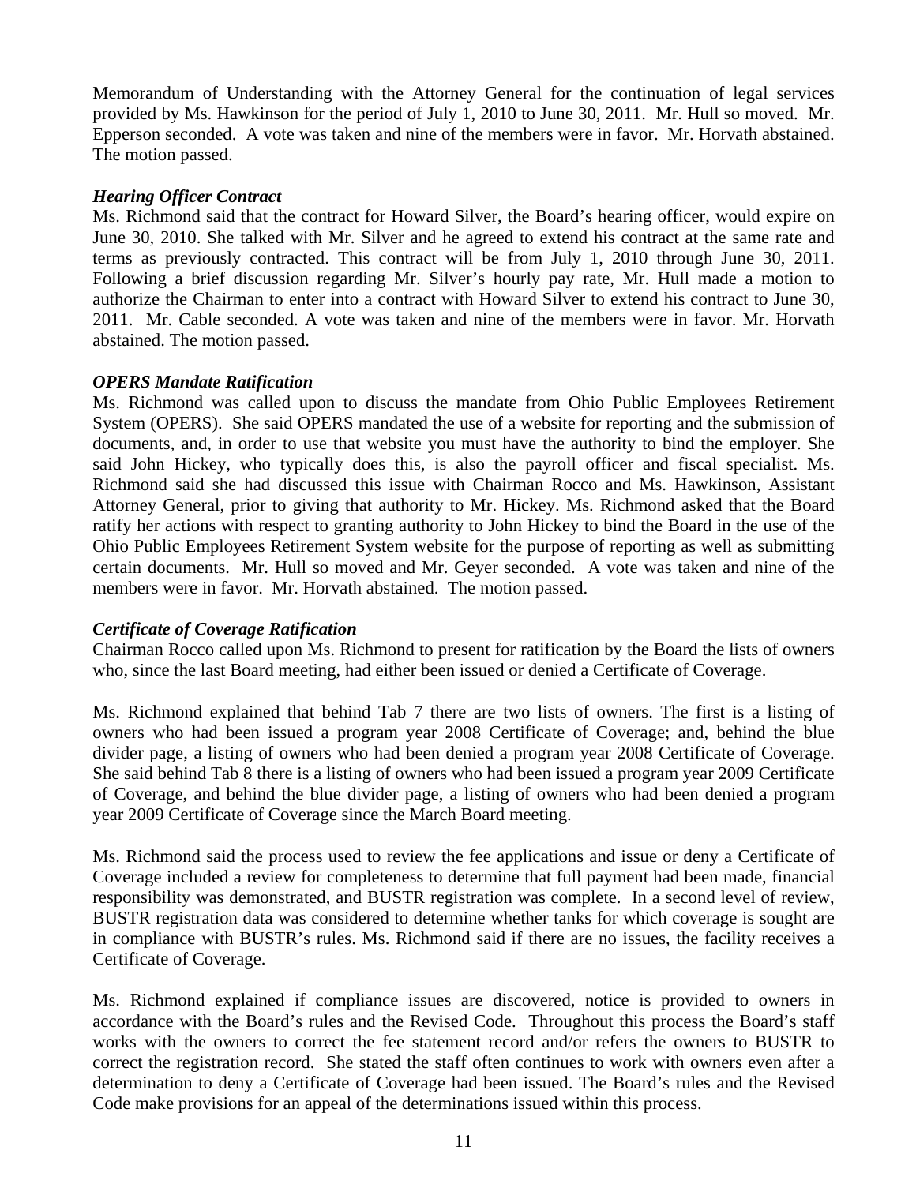Memorandum of Understanding with the Attorney General for the continuation of legal services provided by Ms. Hawkinson for the period of July 1, 2010 to June 30, 2011. Mr. Hull so moved. Mr. Epperson seconded. A vote was taken and nine of the members were in favor. Mr. Horvath abstained. The motion passed.

***Hearing Officer Contract***

Ms. Richmond said that the contract for Howard Silver, the Board's hearing officer, would expire on June 30, 2010. She talked with Mr. Silver and he agreed to extend his contract at the same rate and terms as previously contracted. This contract will be from July 1, 2010 through June 30, 2011. Following a brief discussion regarding Mr. Silver's hourly pay rate, Mr. Hull made a motion to authorize the Chairman to enter into a contract with Howard Silver to extend his contract to June 30, 2011. Mr. Cable seconded. A vote was taken and nine of the members were in favor. Mr. Horvath abstained. The motion passed.

***OPERS Mandate Ratification***

Ms. Richmond was called upon to discuss the mandate from Ohio Public Employees Retirement System (OPERS). She said OPERS mandated the use of a website for reporting and the submission of documents, and, in order to use that website you must have the authority to bind the employer. She said John Hickey, who typically does this, is also the payroll officer and fiscal specialist. Ms. Richmond said she had discussed this issue with Chairman Rocco and Ms. Hawkinson, Assistant Attorney General, prior to giving that authority to Mr. Hickey. Ms. Richmond asked that the Board ratify her actions with respect to granting authority to John Hickey to bind the Board in the use of the Ohio Public Employees Retirement System website for the purpose of reporting as well as submitting certain documents. Mr. Hull so moved and Mr. Geyer seconded. A vote was taken and nine of the members were in favor. Mr. Horvath abstained. The motion passed.

***Certificate of Coverage Ratification***

Chairman Rocco called upon Ms. Richmond to present for ratification by the Board the lists of owners who, since the last Board meeting, had either been issued or denied a Certificate of Coverage.

Ms. Richmond explained that behind Tab 7 there are two lists of owners. The first is a listing of owners who had been issued a program year 2008 Certificate of Coverage; and, behind the blue divider page, a listing of owners who had been denied a program year 2008 Certificate of Coverage. She said behind Tab 8 there is a listing of owners who had been issued a program year 2009 Certificate of Coverage, and behind the blue divider page, a listing of owners who had been denied a program year 2009 Certificate of Coverage since the March Board meeting.

Ms. Richmond said the process used to review the fee applications and issue or deny a Certificate of Coverage included a review for completeness to determine that full payment had been made, financial responsibility was demonstrated, and BUSTR registration was complete. In a second level of review, BUSTR registration data was considered to determine whether tanks for which coverage is sought are in compliance with BUSTR's rules. Ms. Richmond said if there are no issues, the facility receives a Certificate of Coverage.

Ms. Richmond explained if compliance issues are discovered, notice is provided to owners in accordance with the Board's rules and the Revised Code. Throughout this process the Board's staff works with the owners to correct the fee statement record and/or refers the owners to BUSTR to correct the registration record. She stated the staff often continues to work with owners even after a determination to deny a Certificate of Coverage had been issued. The Board's rules and the Revised Code make provisions for an appeal of the determinations issued within this process.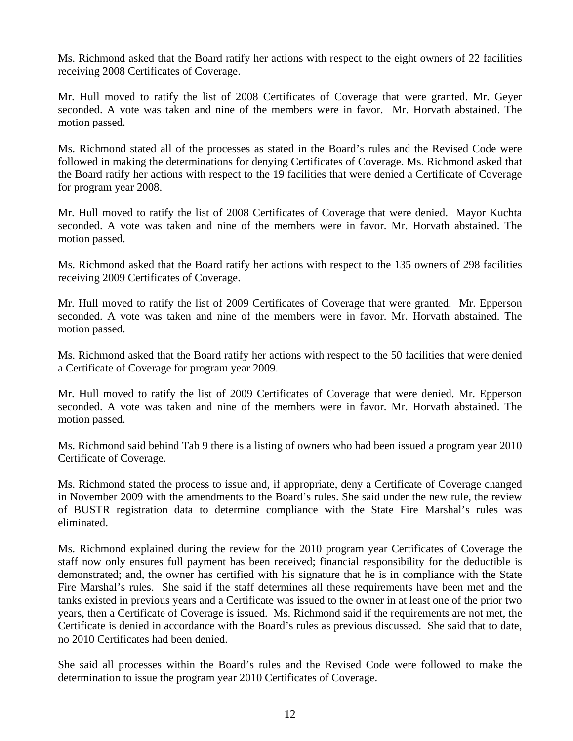Ms. Richmond asked that the Board ratify her actions with respect to the eight owners of 22 facilities receiving 2008 Certificates of Coverage.

Mr. Hull moved to ratify the list of 2008 Certificates of Coverage that were granted. Mr. Geyer seconded. A vote was taken and nine of the members were in favor. Mr. Horvath abstained. The motion passed.

Ms. Richmond stated all of the processes as stated in the Board's rules and the Revised Code were followed in making the determinations for denying Certificates of Coverage. Ms. Richmond asked that the Board ratify her actions with respect to the 19 facilities that were denied a Certificate of Coverage for program year 2008.

Mr. Hull moved to ratify the list of 2008 Certificates of Coverage that were denied. Mayor Kuchta seconded. A vote was taken and nine of the members were in favor. Mr. Horvath abstained. The motion passed.

Ms. Richmond asked that the Board ratify her actions with respect to the 135 owners of 298 facilities receiving 2009 Certificates of Coverage.

Mr. Hull moved to ratify the list of 2009 Certificates of Coverage that were granted. Mr. Epperson seconded. A vote was taken and nine of the members were in favor. Mr. Horvath abstained. The motion passed.

Ms. Richmond asked that the Board ratify her actions with respect to the 50 facilities that were denied a Certificate of Coverage for program year 2009.

Mr. Hull moved to ratify the list of 2009 Certificates of Coverage that were denied. Mr. Epperson seconded. A vote was taken and nine of the members were in favor. Mr. Horvath abstained. The motion passed.

Ms. Richmond said behind Tab 9 there is a listing of owners who had been issued a program year 2010 Certificate of Coverage.

Ms. Richmond stated the process to issue and, if appropriate, deny a Certificate of Coverage changed in November 2009 with the amendments to the Board's rules. She said under the new rule, the review of BUSTR registration data to determine compliance with the State Fire Marshal's rules was eliminated.

Ms. Richmond explained during the review for the 2010 program year Certificates of Coverage the staff now only ensures full payment has been received; financial responsibility for the deductible is demonstrated; and, the owner has certified with his signature that he is in compliance with the State Fire Marshal's rules. She said if the staff determines all these requirements have been met and the tanks existed in previous years and a Certificate was issued to the owner in at least one of the prior two years, then a Certificate of Coverage is issued. Ms. Richmond said if the requirements are not met, the Certificate is denied in accordance with the Board's rules as previous discussed. She said that to date, no 2010 Certificates had been denied.

She said all processes within the Board's rules and the Revised Code were followed to make the determination to issue the program year 2010 Certificates of Coverage.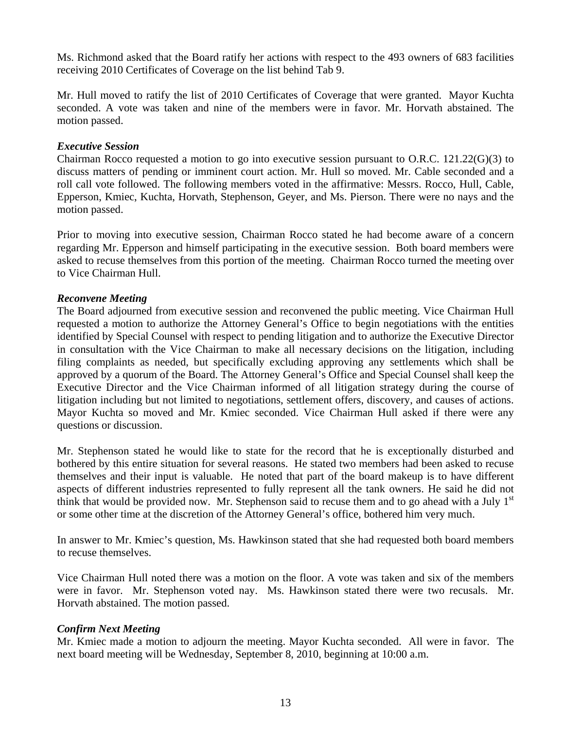Ms. Richmond asked that the Board ratify her actions with respect to the 493 owners of 683 facilities receiving 2010 Certificates of Coverage on the list behind Tab 9.

Mr. Hull moved to ratify the list of 2010 Certificates of Coverage that were granted. Mayor Kuchta seconded. A vote was taken and nine of the members were in favor. Mr. Horvath abstained. The motion passed.

***Executive Session***

Chairman Rocco requested a motion to go into executive session pursuant to O.R.C. 121.22(G)(3) to discuss matters of pending or imminent court action. Mr. Hull so moved. Mr. Cable seconded and a roll call vote followed. The following members voted in the affirmative: Messrs. Rocco, Hull, Cable, Epperson, Kmiec, Kuchta, Horvath, Stephenson, Geyer, and Ms. Pierson. There were no nays and the motion passed.

Prior to moving into executive session, Chairman Rocco stated he had become aware of a concern regarding Mr. Epperson and himself participating in the executive session. Both board members were asked to recuse themselves from this portion of the meeting. Chairman Rocco turned the meeting over to Vice Chairman Hull.

***Reconvene Meeting***

The Board adjourned from executive session and reconvened the public meeting. Vice Chairman Hull requested a motion to authorize the Attorney General's Office to begin negotiations with the entities identified by Special Counsel with respect to pending litigation and to authorize the Executive Director in consultation with the Vice Chairman to make all necessary decisions on the litigation, including filing complaints as needed, but specifically excluding approving any settlements which shall be approved by a quorum of the Board. The Attorney General's Office and Special Counsel shall keep the Executive Director and the Vice Chairman informed of all litigation strategy during the course of litigation including but not limited to negotiations, settlement offers, discovery, and causes of actions. Mayor Kuchta so moved and Mr. Kmiec seconded. Vice Chairman Hull asked if there were any questions or discussion.

Mr. Stephenson stated he would like to state for the record that he is exceptionally disturbed and bothered by this entire situation for several reasons. He stated two members had been asked to recuse themselves and their input is valuable. He noted that part of the board makeup is to have different aspects of different industries represented to fully represent all the tank owners. He said he did not think that would be provided now. Mr. Stephenson said to recuse them and to go ahead with a July 1st or some other time at the discretion of the Attorney General's office, bothered him very much.

In answer to Mr. Kmiec's question, Ms. Hawkinson stated that she had requested both board members to recuse themselves.

Vice Chairman Hull noted there was a motion on the floor. A vote was taken and six of the members were in favor. Mr. Stephenson voted nay. Ms. Hawkinson stated there were two recusals. Mr. Horvath abstained. The motion passed.

***Confirm Next Meeting***

Mr. Kmiec made a motion to adjourn the meeting. Mayor Kuchta seconded. All were in favor. The next board meeting will be Wednesday, September 8, 2010, beginning at 10:00 a.m.